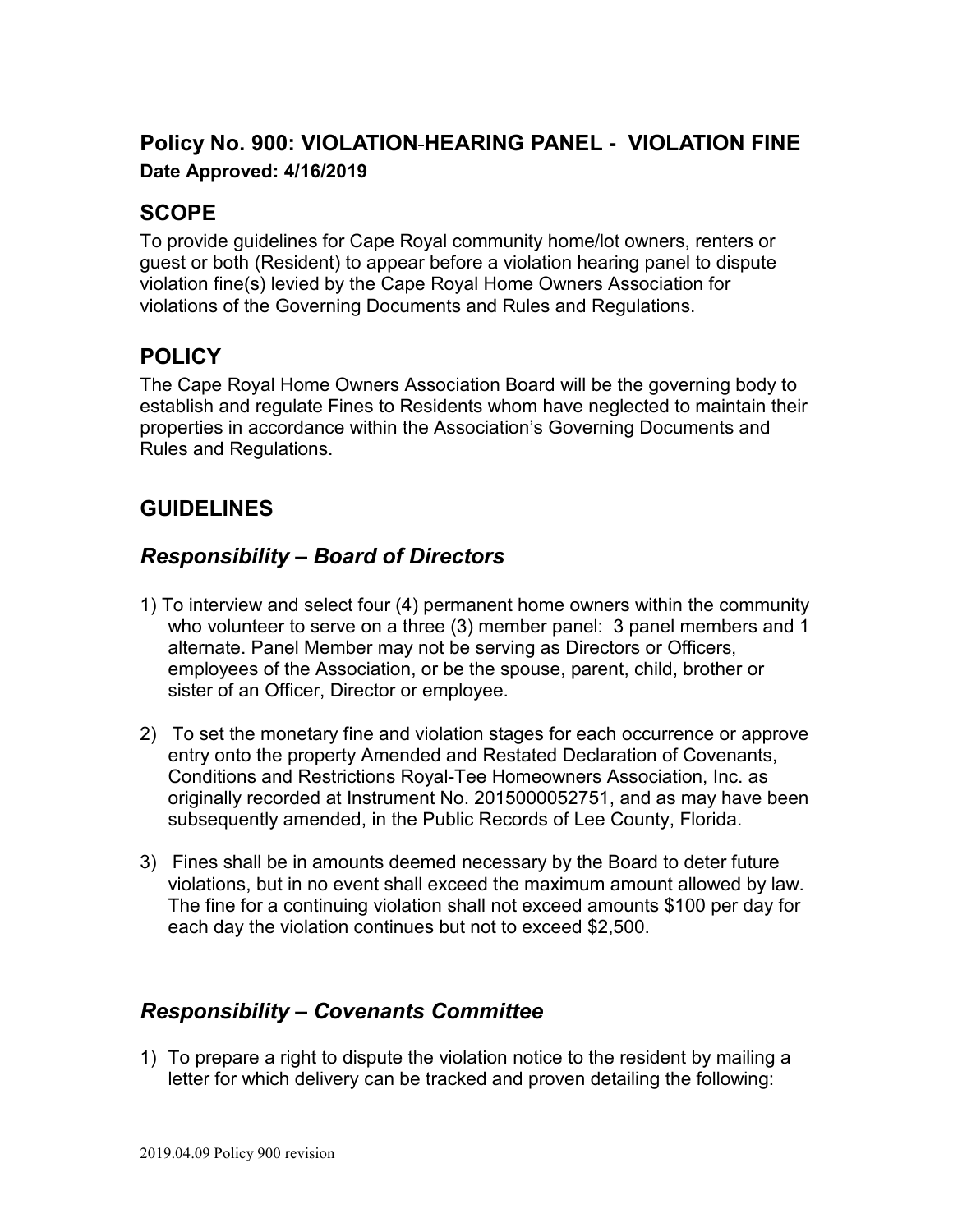## Policy No. 900: VIOLATION HEARING PANEL - VIOLATION FINE

**Date Approved: 4/16/2019**

## SCOPE

To provide guidelines for Cape Royal community home/lot owners, renters or guest or both (Resident) to appear before a violation hearing panel to dispute violation fine(s) levied by the Cape Royal Home Owners Association for violations of the Governing Documents and Rules and Regulations.

## POLICY

The Cape Royal Home Owners Association Board will be the governing body to establish and regulate Fines to Residents whom have neglected to maintain their properties in accordance within the Association's Governing Documents and Rules and Regulations.

## GUIDELINES

### *Responsibility – Board of Directors*

1) To interview and select four (4) permanent home owners within the community who volunteer to serve on a three (3) member panel: 3 panel members and 1 alternate. Panel Member may not be serving as Directors or Officers, employees of the Association, or be the spouse, parent, child, brother or sister of an Officer, Director or employee.

2) To set the monetary fine and violation stages for each occurrence or approve entry onto the property Amended and Restated Declaration of Covenants, Conditions and Restrictions Royal-Tee Homeowners Association, Inc. as originally recorded at Instrument No. 2015000052751, and as may have been subsequently amended, in the Public Records of Lee County, Florida.

3) Fines shall be in amounts deemed necessary by the Board to deter future violations, but in no event shall exceed the maximum amount allowed by law. The fine for a continuing violation shall not exceed amounts $100 per day for each day the violation continues but not to exceed $2,500.

### *Responsibility – Covenants Committee*

1) To prepare a right to dispute the violation notice to the resident by mailing a letter for which delivery can be tracked and proven detailing the following: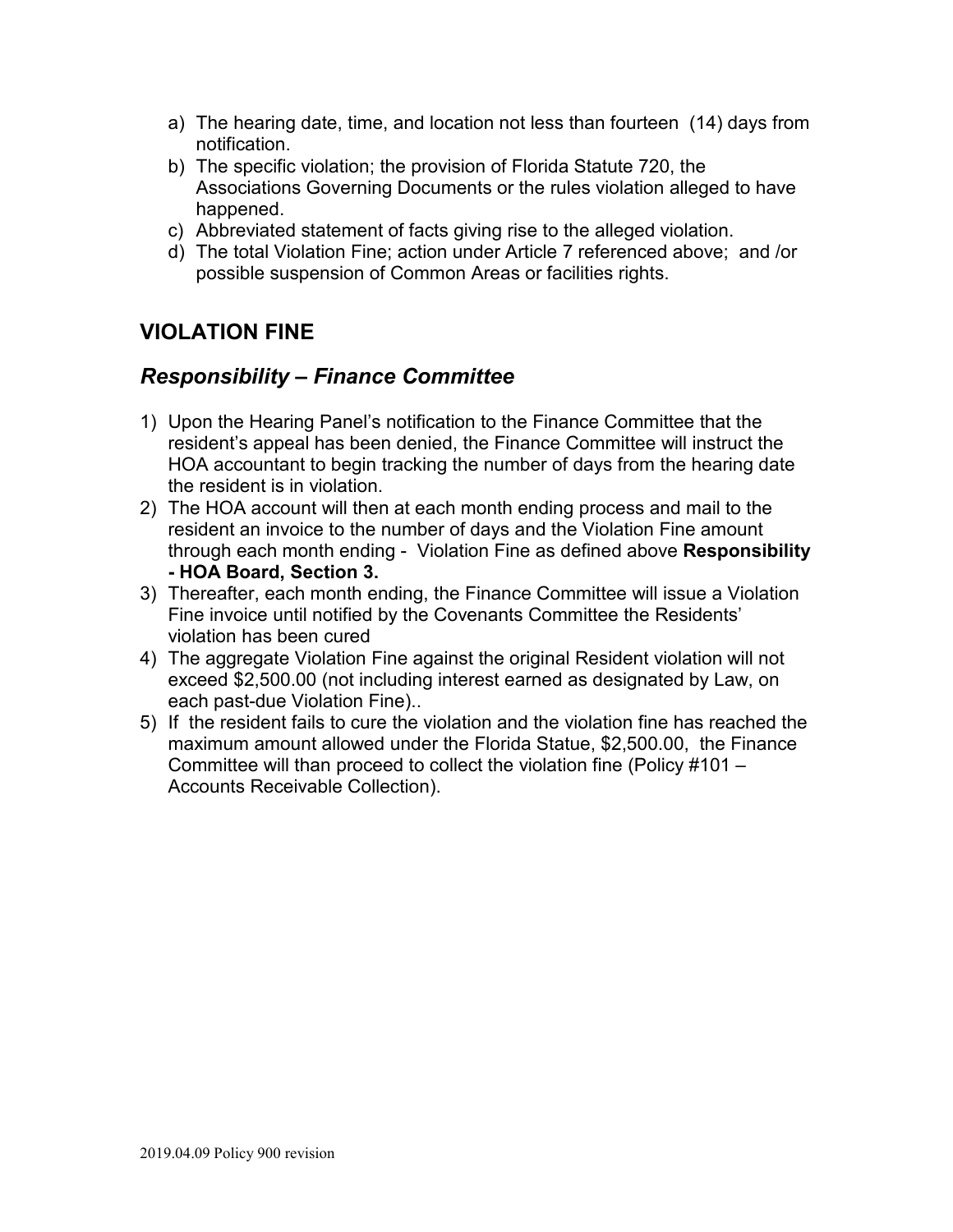a) The hearing date, time, and location not less than fourteen (14) days from notification.
b) The specific violation; the provision of Florida Statute 720, the Associations Governing Documents or the rules violation alleged to have happened.
c) Abbreviated statement of facts giving rise to the alleged violation.
d) The total Violation Fine; action under Article 7 referenced above; and /or possible suspension of Common Areas or facilities rights.

## VIOLATION FINE

### *Responsibility – Finance Committee*

1) Upon the Hearing Panel's notification to the Finance Committee that the resident's appeal has been denied, the Finance Committee will instruct the HOA accountant to begin tracking the number of days from the hearing date the resident is in violation.
2) The HOA account will then at each month ending process and mail to the resident an invoice to the number of days and the Violation Fine amount through each month ending - Violation Fine as defined above **Responsibility - HOA Board, Section 3.**
3) Thereafter, each month ending, the Finance Committee will issue a Violation Fine invoice until notified by the Covenants Committee the Residents' violation has been cured
4) The aggregate Violation Fine against the original Resident violation will not exceed $2,500.00 (not including interest earned as designated by Law, on each past-due Violation Fine)..
5) If the resident fails to cure the violation and the violation fine has reached the maximum amount allowed under the Florida Statue, $2,500.00, the Finance Committee will than proceed to collect the violation fine (Policy #101 – Accounts Receivable Collection).